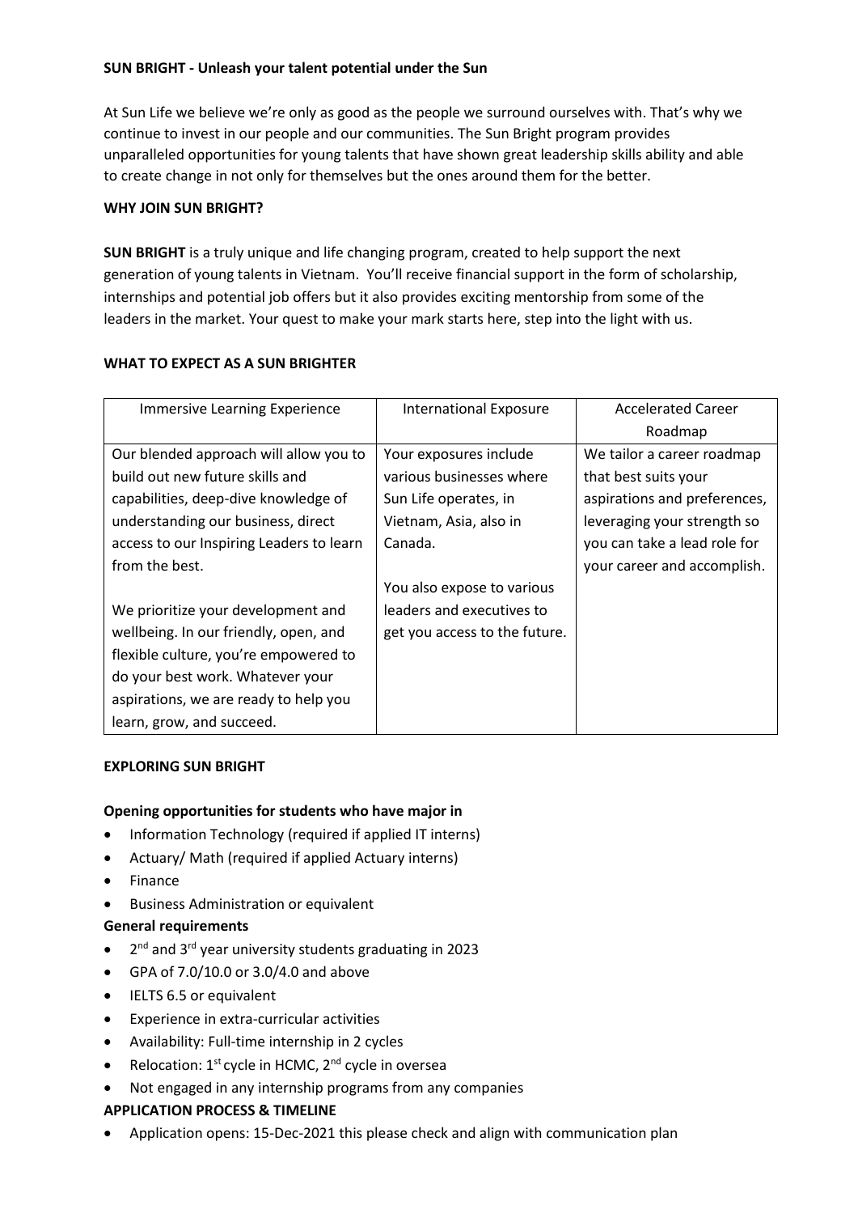**SUN BRIGHT - Unleash your talent potential under the Sun**

At Sun Life we believe we're only as good as the people we surround ourselves with. That's why we continue to invest in our people and our communities. The Sun Bright program provides unparalleled opportunities for young talents that have shown great leadership skills ability and able to create change in not only for themselves but the ones around them for the better.

**WHY JOIN SUN BRIGHT?**

**SUN BRIGHT** is a truly unique and life changing program, created to help support the next generation of young talents in Vietnam. You'll receive financial support in the form of scholarship, internships and potential job offers but it also provides exciting mentorship from some of the leaders in the market. Your quest to make your mark starts here, step into the light with us.

**WHAT TO EXPECT AS A SUN BRIGHTER**

| Immersive Learning Experience | International Exposure | Accelerated Career Roadmap |
| --- | --- | --- |
| Our blended approach will allow you to build out new future skills and capabilities, deep-dive knowledge of understanding our business, direct access to our Inspiring Leaders to learn from the best.<br><br>We prioritize your development and wellbeing. In our friendly, open, and flexible culture, you're empowered to do your best work. Whatever your aspirations, we are ready to help you learn, grow, and succeed. | Your exposures include various businesses where Sun Life operates, in Vietnam, Asia, also in Canada.<br><br>You also expose to various leaders and executives to get you access to the future. | We tailor a career roadmap that best suits your aspirations and preferences, leveraging your strength so you can take a lead role for your career and accomplish. |

**EXPLORING SUN BRIGHT**

**Opening opportunities for students who have major in**

- Information Technology (required if applied IT interns)
- Actuary/ Math (required if applied Actuary interns)
- Finance
- Business Administration or equivalent

**General requirements**

- 2nd and 3rd year university students graduating in 2023
- GPA of 7.0/10.0 or 3.0/4.0 and above
- IELTS 6.5 or equivalent
- Experience in extra-curricular activities
- Availability: Full-time internship in 2 cycles
- Relocation: 1st cycle in HCMC, 2nd cycle in oversea
- Not engaged in any internship programs from any companies

**APPLICATION PROCESS & TIMELINE**

- Application opens: 15-Dec-2021 this please check and align with communication plan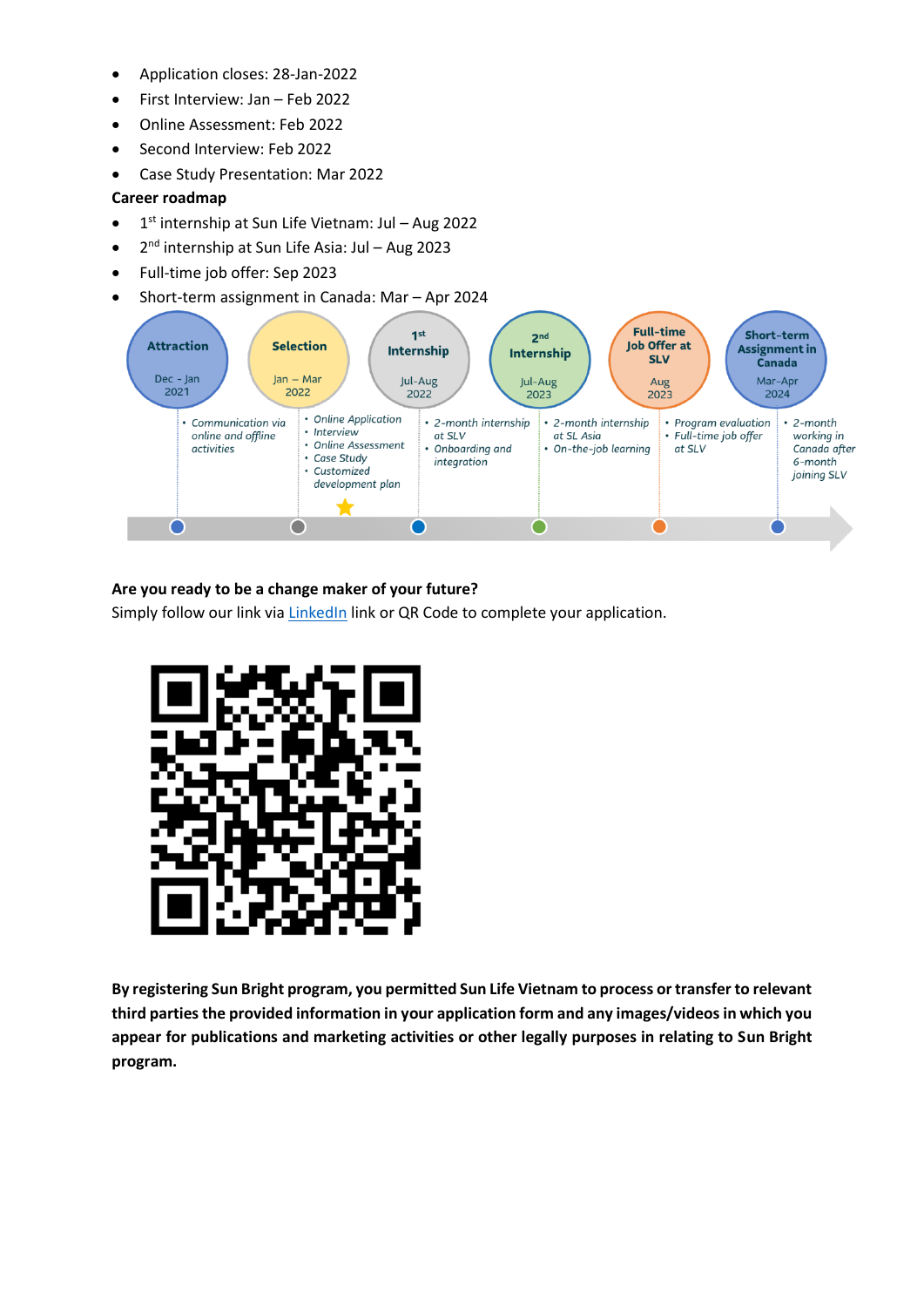- Application closes: 28-Jan-2022
- First Interview: Jan – Feb 2022
- Online Assessment: Feb 2022
- Second Interview: Feb 2022
- Case Study Presentation: Mar 2022

**Career roadmap**

- 1st internship at Sun Life Vietnam: Jul – Aug 2022
- 2nd internship at Sun Life Asia: Jul – Aug 2023
- Full-time job offer: Sep 2023
- Short-term assignment in Canada: Mar – Apr 2024

Attraction
Dec - Jan 2021
- Communication via online and offline activities

Selection
Jan – Mar 2022
- Online Application
- Interview
- Online Assessment
- Case Study
- Customized development plan

1st Internship
Jul-Aug 2022
- 2-month internship at SLV
- Onboarding and integration

2nd Internship
Jul-Aug 2023
- 2-month internship at SL Asia
- On-the-job learning

Full-time Job Offer at SLV
Aug 2023
- Program evaluation
- Full-time job offer at SLV

Short-term Assignment in Canada
Mar-Apr 2024
- 2-month working in Canada after 6-month joining SLV

**Are you ready to be a change maker of your future?**
Simply follow our link via LinkedIn link or QR Code to complete your application.

**By registering Sun Bright program, you permitted Sun Life Vietnam to process or transfer to relevant third parties the provided information in your application form and any images/videos in which you appear for publications and marketing activities or other legally purposes in relating to Sun Bright program.**